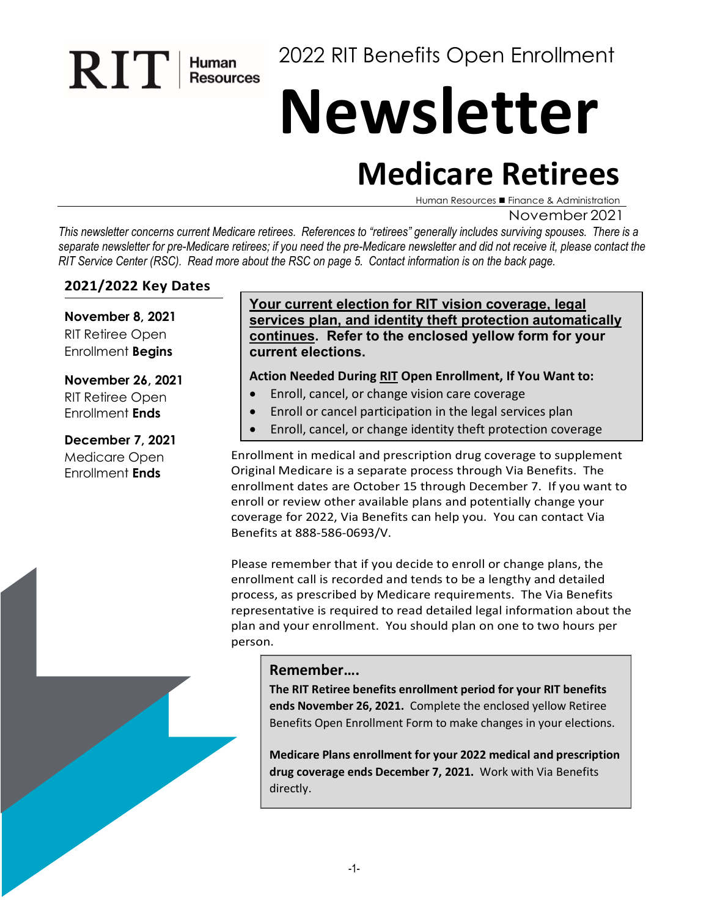RIT | Human Resources

2022 RIT Benefits Open Enrollment

# Newsletter

## Medicare Retirees

Human Resources ■ Finance & Administration

November 2021

*This newsletter concerns current Medicare retirees. References to "retirees" generally includes surviving spouses. There is a separate newsletter for pre-Medicare retirees; if you need the pre-Medicare newsletter and did not receive it, please contact the RIT Service Center (RSC). Read more about the RSC on page 5. Contact information is on the back page.*

### 2021/2022 Key Dates

**November 8, 2021**
RIT Retiree Open Enrollment **Begins**

**November 26, 2021**
RIT Retiree Open Enrollment **Ends**

**December 7, 2021**
Medicare Open Enrollment **Ends**

**<u>Your current election for RIT vision coverage, legal services plan, and identity theft protection automatically continues</u>. Refer to the enclosed yellow form for your current elections.**

**Action Needed During <u>RIT</u> Open Enrollment, If You Want to:**

- Enroll, cancel, or change vision care coverage
- Enroll or cancel participation in the legal services plan
- Enroll, cancel, or change identity theft protection coverage

Enrollment in medical and prescription drug coverage to supplement Original Medicare is a separate process through Via Benefits. The enrollment dates are October 15 through December 7. If you want to enroll or review other available plans and potentially change your coverage for 2022, Via Benefits can help you. You can contact Via Benefits at 888-586-0693/V.

Please remember that if you decide to enroll or change plans, the enrollment call is recorded and tends to be a lengthy and detailed process, as prescribed by Medicare requirements. The Via Benefits representative is required to read detailed legal information about the plan and your enrollment. You should plan on one to two hours per person.

**Remember….**

**The RIT Retiree benefits enrollment period for your RIT benefits ends November 26, 2021.** Complete the enclosed yellow Retiree Benefits Open Enrollment Form to make changes in your elections.

**Medicare Plans enrollment for your 2022 medical and prescription drug coverage ends December 7, 2021.** Work with Via Benefits directly.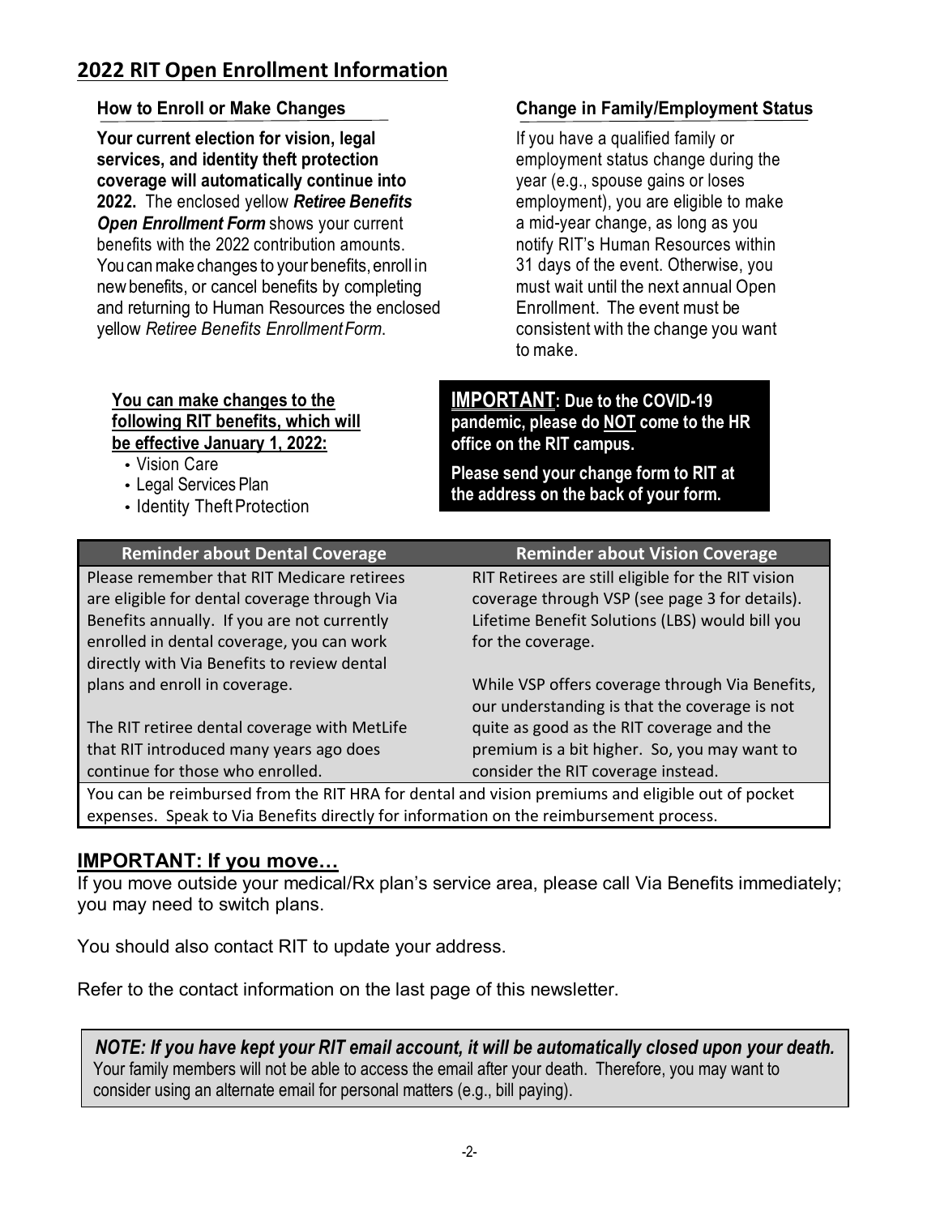## 2022 RIT Open Enrollment Information

### How to Enroll or Make Changes

**Your current election for vision, legal services, and identity theft protection coverage will automatically continue into 2022.** The enclosed yellow ***Retiree Benefits Open Enrollment Form*** shows your current benefits with the 2022 contribution amounts. You can make changes to your benefits, enroll in new benefits, or cancel benefits by completing and returning to Human Resources the enclosed yellow *Retiree Benefits Enrollment Form*.

**You can make changes to the following RIT benefits, which will be effective January 1, 2022:**

- Vision Care
- Legal Services Plan
- Identity Theft Protection

### Change in Family/Employment Status

If you have a qualified family or employment status change during the year (e.g., spouse gains or loses employment), you are eligible to make a mid-year change, as long as you notify RIT's Human Resources within 31 days of the event. Otherwise, you must wait until the next annual Open Enrollment. The event must be consistent with the change you want to make.

**IMPORTANT: Due to the COVID-19 pandemic, please do NOT come to the HR office on the RIT campus.**

**Please send your change form to RIT at the address on the back of your form.**

| Reminder about Dental Coverage | Reminder about Vision Coverage |
|---|---|
| Please remember that RIT Medicare retirees are eligible for dental coverage through Via Benefits annually. If you are not currently enrolled in dental coverage, you can work directly with Via Benefits to review dental plans and enroll in coverage.<br><br>The RIT retiree dental coverage with MetLife that RIT introduced many years ago does continue for those who enrolled. | RIT Retirees are still eligible for the RIT vision coverage through VSP (see page 3 for details). Lifetime Benefit Solutions (LBS) would bill you for the coverage.<br><br>While VSP offers coverage through Via Benefits, our understanding is that the coverage is not quite as good as the RIT coverage and the premium is a bit higher. So, you may want to consider the RIT coverage instead. |
| You can be reimbursed from the RIT HRA for dental and vision premiums and eligible out of pocket expenses. Speak to Via Benefits directly for information on the reimbursement process. | |

### IMPORTANT: If you move…

If you move outside your medical/Rx plan's service area, please call Via Benefits immediately; you may need to switch plans.

You should also contact RIT to update your address.

Refer to the contact information on the last page of this newsletter.

***NOTE: If you have kept your RIT email account, it will be automatically closed upon your death.*** Your family members will not be able to access the email after your death. Therefore, you may want to consider using an alternate email for personal matters (e.g., bill paying).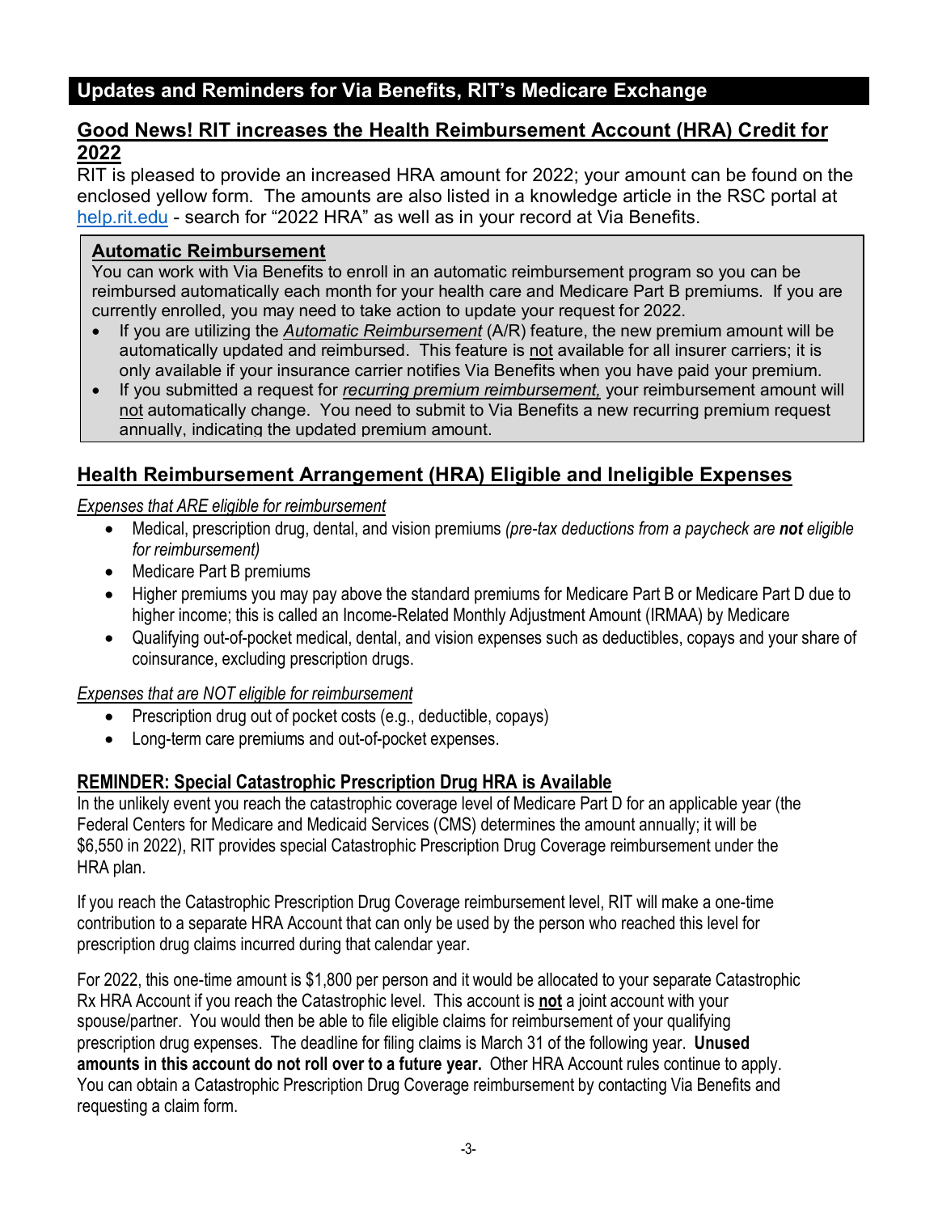## Updates and Reminders for Via Benefits, RIT's Medicare Exchange

### Good News! RIT increases the Health Reimbursement Account (HRA) Credit for 2022

RIT is pleased to provide an increased HRA amount for 2022; your amount can be found on the enclosed yellow form. The amounts are also listed in a knowledge article in the RSC portal at help.rit.edu - search for "2022 HRA" as well as in your record at Via Benefits.

#### Automatic Reimbursement

You can work with Via Benefits to enroll in an automatic reimbursement program so you can be reimbursed automatically each month for your health care and Medicare Part B premiums. If you are currently enrolled, you may need to take action to update your request for 2022.

- If you are utilizing the *Automatic Reimbursement* (A/R) feature, the new premium amount will be automatically updated and reimbursed. This feature is not available for all insurer carriers; it is only available if your insurance carrier notifies Via Benefits when you have paid your premium.
- If you submitted a request for *recurring premium reimbursement,* your reimbursement amount will not automatically change. You need to submit to Via Benefits a new recurring premium request annually, indicating the updated premium amount.

### Health Reimbursement Arrangement (HRA) Eligible and Ineligible Expenses

*Expenses that ARE eligible for reimbursement*

- Medical, prescription drug, dental, and vision premiums *(pre-tax deductions from a paycheck are **not** eligible for reimbursement)*
- Medicare Part B premiums
- Higher premiums you may pay above the standard premiums for Medicare Part B or Medicare Part D due to higher income; this is called an Income-Related Monthly Adjustment Amount (IRMAA) by Medicare
- Qualifying out-of-pocket medical, dental, and vision expenses such as deductibles, copays and your share of coinsurance, excluding prescription drugs.

*Expenses that are NOT eligible for reimbursement*

- Prescription drug out of pocket costs (e.g., deductible, copays)
- Long-term care premiums and out-of-pocket expenses.

### REMINDER: Special Catastrophic Prescription Drug HRA is Available

In the unlikely event you reach the catastrophic coverage level of Medicare Part D for an applicable year (the Federal Centers for Medicare and Medicaid Services (CMS) determines the amount annually; it will be $6,550 in 2022), RIT provides special Catastrophic Prescription Drug Coverage reimbursement under the HRA plan.

If you reach the Catastrophic Prescription Drug Coverage reimbursement level, RIT will make a one-time contribution to a separate HRA Account that can only be used by the person who reached this level for prescription drug claims incurred during that calendar year.

For 2022, this one-time amount is $1,800 per person and it would be allocated to your separate Catastrophic Rx HRA Account if you reach the Catastrophic level. This account is **not** a joint account with your spouse/partner. You would then be able to file eligible claims for reimbursement of your qualifying prescription drug expenses. The deadline for filing claims is March 31 of the following year. **Unused amounts in this account do not roll over to a future year.** Other HRA Account rules continue to apply. You can obtain a Catastrophic Prescription Drug Coverage reimbursement by contacting Via Benefits and requesting a claim form.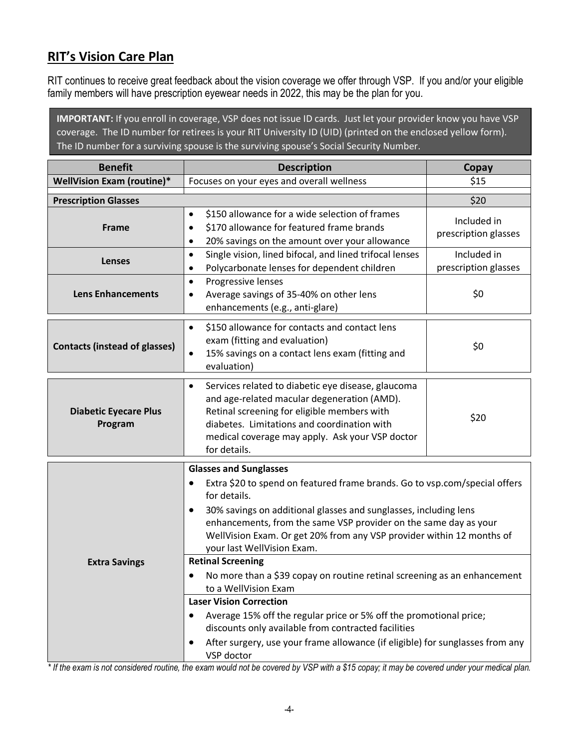## RIT's Vision Care Plan

RIT continues to receive great feedback about the vision coverage we offer through VSP. If you and/or your eligible family members will have prescription eyewear needs in 2022, this may be the plan for you.

**IMPORTANT:** If you enroll in coverage, VSP does not issue ID cards. Just let your provider know you have VSP coverage. The ID number for retirees is your RIT University ID (UID) (printed on the enclosed yellow form). The ID number for a surviving spouse is the surviving spouse's Social Security Number.

| Benefit | Description | Copay |
|---|---|---|
| **WellVision Exam (routine)*** | Focuses on your eyes and overall wellness | $15 |
| **Prescription Glasses** | | $20 |
| **Frame** | • $150 allowance for a wide selection of frames<br>• $170 allowance for featured frame brands<br>• 20% savings on the amount over your allowance | Included in prescription glasses |
| **Lenses** | • Single vision, lined bifocal, and lined trifocal lenses<br>• Polycarbonate lenses for dependent children | Included in prescription glasses |
| **Lens Enhancements** | • Progressive lenses<br>• Average savings of 35-40% on other lens enhancements (e.g., anti-glare) | $0 |
| **Contacts (instead of glasses)** | • $150 allowance for contacts and contact lens exam (fitting and evaluation)<br>• 15% savings on a contact lens exam (fitting and evaluation) | $0 |
| **Diabetic Eyecare Plus Program** | • Services related to diabetic eye disease, glaucoma and age-related macular degeneration (AMD). Retinal screening for eligible members with diabetes. Limitations and coordination with medical coverage may apply. Ask your VSP doctor for details. | $20 |
| **Extra Savings** | **Glasses and Sunglasses**<br>• Extra $20 to spend on featured frame brands. Go to vsp.com/special offers for details.<br>• 30% savings on additional glasses and sunglasses, including lens enhancements, from the same VSP provider on the same day as your WellVision Exam. Or get 20% from any VSP provider within 12 months of your last WellVision Exam.<br>**Retinal Screening**<br>• No more than a $39 copay on routine retinal screening as an enhancement to a WellVision Exam<br>**Laser Vision Correction**<br>• Average 15% off the regular price or 5% off the promotional price; discounts only available from contracted facilities<br>• After surgery, use your frame allowance (if eligible) for sunglasses from any VSP doctor | |

*\* If the exam is not considered routine, the exam would not be covered by VSP with a $15 copay; it may be covered under your medical plan.*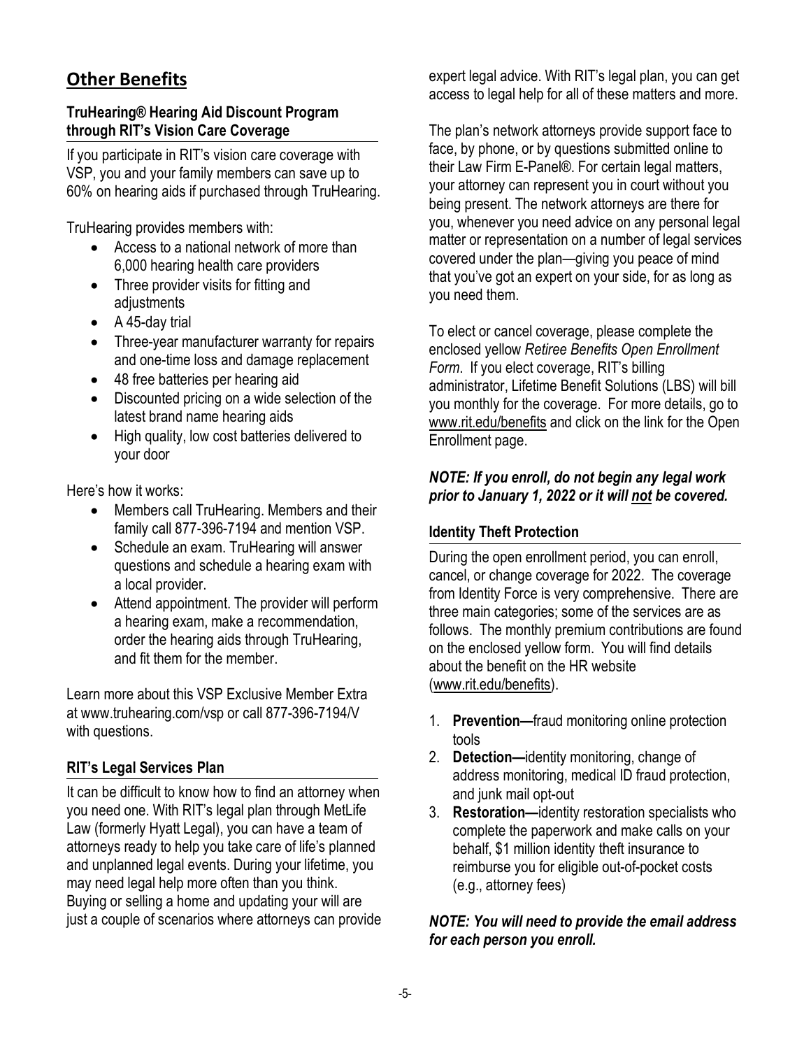## Other Benefits

### TruHearing® Hearing Aid Discount Program through RIT's Vision Care Coverage

If you participate in RIT's vision care coverage with VSP, you and your family members can save up to 60% on hearing aids if purchased through TruHearing.

TruHearing provides members with:

- Access to a national network of more than 6,000 hearing health care providers
- Three provider visits for fitting and adjustments
- A 45-day trial
- Three-year manufacturer warranty for repairs and one-time loss and damage replacement
- 48 free batteries per hearing aid
- Discounted pricing on a wide selection of the latest brand name hearing aids
- High quality, low cost batteries delivered to your door

Here's how it works:

- Members call TruHearing. Members and their family call 877-396-7194 and mention VSP.
- Schedule an exam. TruHearing will answer questions and schedule a hearing exam with a local provider.
- Attend appointment. The provider will perform a hearing exam, make a recommendation, order the hearing aids through TruHearing, and fit them for the member.

Learn more about this VSP Exclusive Member Extra at www.truhearing.com/vsp or call 877-396-7194/V with questions.

### RIT's Legal Services Plan

It can be difficult to know how to find an attorney when you need one. With RIT's legal plan through MetLife Law (formerly Hyatt Legal), you can have a team of attorneys ready to help you take care of life's planned and unplanned legal events. During your lifetime, you may need legal help more often than you think. Buying or selling a home and updating your will are just a couple of scenarios where attorneys can provide expert legal advice. With RIT's legal plan, you can get access to legal help for all of these matters and more.

The plan's network attorneys provide support face to face, by phone, or by questions submitted online to their Law Firm E-Panel®. For certain legal matters, your attorney can represent you in court without you being present. The network attorneys are there for you, whenever you need advice on any personal legal matter or representation on a number of legal services covered under the plan—giving you peace of mind that you've got an expert on your side, for as long as you need them.

To elect or cancel coverage, please complete the enclosed yellow *Retiree Benefits Open Enrollment Form*. If you elect coverage, RIT's billing administrator, Lifetime Benefit Solutions (LBS) will bill you monthly for the coverage. For more details, go to www.rit.edu/benefits and click on the link for the Open Enrollment page.

***NOTE: If you enroll, do not begin any legal work prior to January 1, 2022 or it will not be covered.***

### Identity Theft Protection

During the open enrollment period, you can enroll, cancel, or change coverage for 2022. The coverage from Identity Force is very comprehensive. There are three main categories; some of the services are as follows. The monthly premium contributions are found on the enclosed yellow form. You will find details about the benefit on the HR website (www.rit.edu/benefits).

1. **Prevention—**fraud monitoring online protection tools
2. **Detection—**identity monitoring, change of address monitoring, medical ID fraud protection, and junk mail opt-out
3. **Restoration—**identity restoration specialists who complete the paperwork and make calls on your behalf, $1 million identity theft insurance to reimburse you for eligible out-of-pocket costs (e.g., attorney fees)

***NOTE: You will need to provide the email address for each person you enroll.***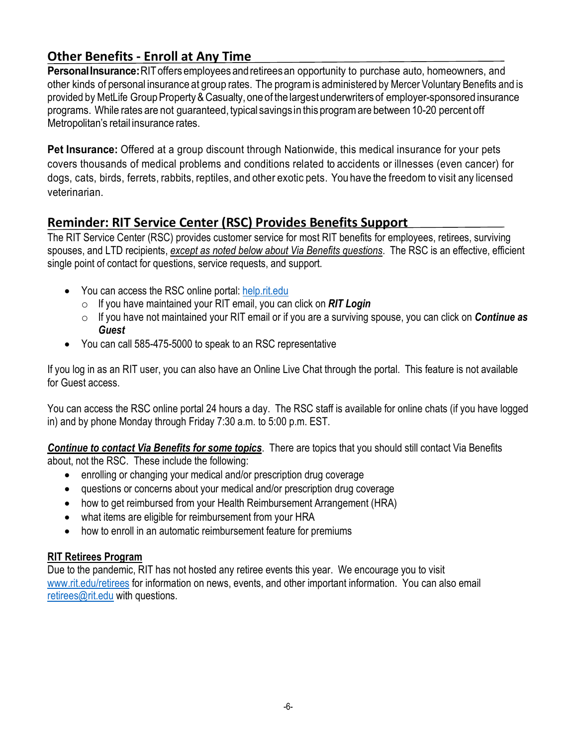## Other Benefits - Enroll at Any Time

**Personal Insurance:** RIT offers employees and retirees an opportunity to purchase auto, homeowners, and other kinds of personal insurance at group rates. The program is administered by Mercer Voluntary Benefits and is provided by MetLife Group Property & Casualty, one of the largest underwriters of employer-sponsored insurance programs. While rates are not guaranteed, typical savings in this program are between 10-20 percent off Metropolitan's retail insurance rates.

**Pet Insurance:** Offered at a group discount through Nationwide, this medical insurance for your pets covers thousands of medical problems and conditions related to accidents or illnesses (even cancer) for dogs, cats, birds, ferrets, rabbits, reptiles, and other exotic pets. You have the freedom to visit any licensed veterinarian.

## Reminder: RIT Service Center (RSC) Provides Benefits Support

The RIT Service Center (RSC) provides customer service for most RIT benefits for employees, retirees, surviving spouses, and LTD recipients, *except as noted below about Via Benefits questions*. The RSC is an effective, efficient single point of contact for questions, service requests, and support.

- You can access the RSC online portal: help.rit.edu
  - If you have maintained your RIT email, you can click on ***RIT Login***
  - If you have not maintained your RIT email or if you are a surviving spouse, you can click on ***Continue as Guest***
- You can call 585-475-5000 to speak to an RSC representative

If you log in as an RIT user, you can also have an Online Live Chat through the portal. This feature is not available for Guest access.

You can access the RSC online portal 24 hours a day. The RSC staff is available for online chats (if you have logged in) and by phone Monday through Friday 7:30 a.m. to 5:00 p.m. EST.

***Continue to contact Via Benefits for some topics***. There are topics that you should still contact Via Benefits about, not the RSC. These include the following:

- enrolling or changing your medical and/or prescription drug coverage
- questions or concerns about your medical and/or prescription drug coverage
- how to get reimbursed from your Health Reimbursement Arrangement (HRA)
- what items are eligible for reimbursement from your HRA
- how to enroll in an automatic reimbursement feature for premiums

**RIT Retirees Program**

Due to the pandemic, RIT has not hosted any retiree events this year. We encourage you to visit www.rit.edu/retirees for information on news, events, and other important information. You can also email retirees@rit.edu with questions.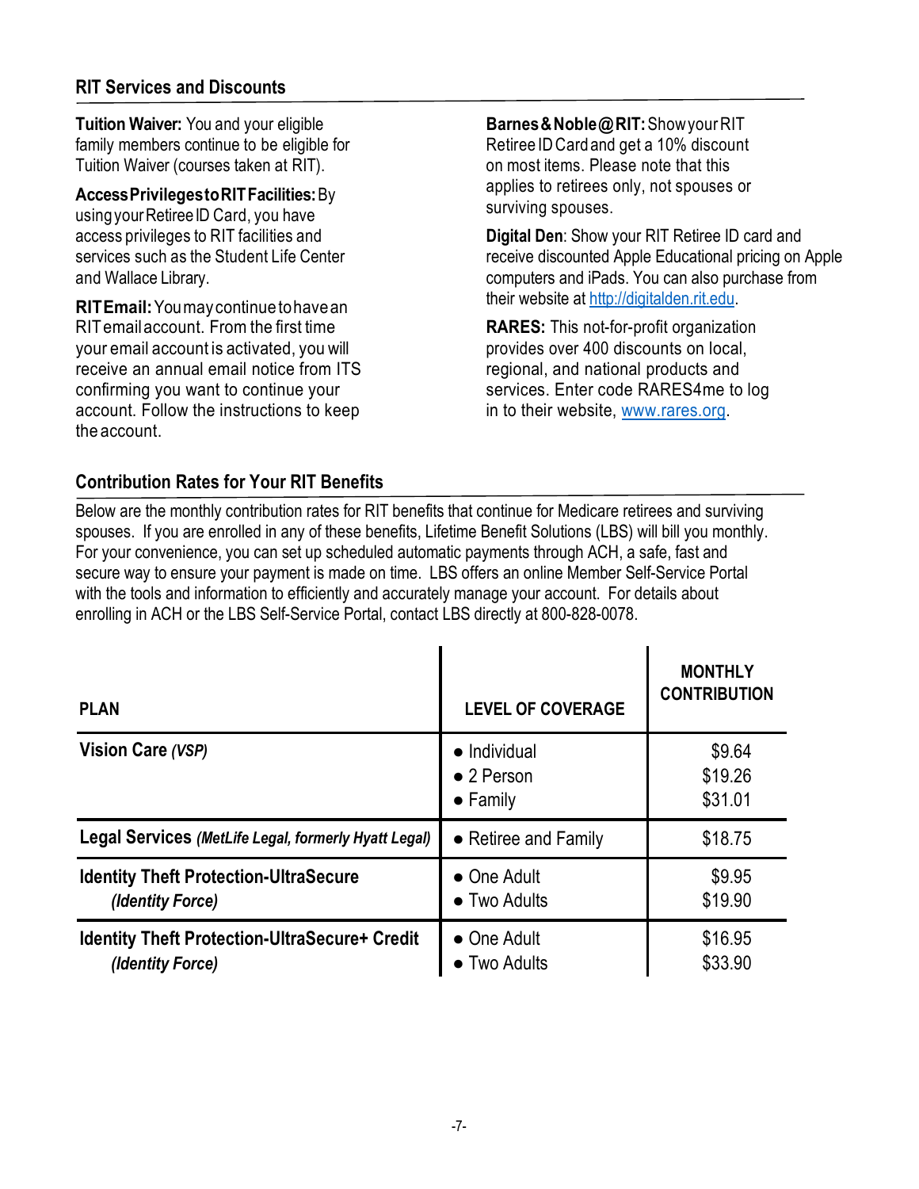## RIT Services and Discounts

**Tuition Waiver:** You and your eligible family members continue to be eligible for Tuition Waiver (courses taken at RIT).

**Access Privileges to RIT Facilities:** By using your Retiree ID Card, you have access privileges to RIT facilities and services such as the Student Life Center and Wallace Library.

**RIT Email:** You may continue to have an RIT email account. From the first time your email account is activated, you will receive an annual email notice from ITS confirming you want to continue your account. Follow the instructions to keep the account.

**Barnes & Noble@RIT:** Show your RIT Retiree ID Card and get a 10% discount on most items. Please note that this applies to retirees only, not spouses or surviving spouses.

**Digital Den**: Show your RIT Retiree ID card and receive discounted Apple Educational pricing on Apple computers and iPads. You can also purchase from their website at http://digitalden.rit.edu.

**RARES:** This not-for-profit organization provides over 400 discounts on local, regional, and national products and services. Enter code RARES4me to log in to their website, www.rares.org.

## Contribution Rates for Your RIT Benefits

Below are the monthly contribution rates for RIT benefits that continue for Medicare retirees and surviving spouses. If you are enrolled in any of these benefits, Lifetime Benefit Solutions (LBS) will bill you monthly. For your convenience, you can set up scheduled automatic payments through ACH, a safe, fast and secure way to ensure your payment is made on time. LBS offers an online Member Self-Service Portal with the tools and information to efficiently and accurately manage your account. For details about enrolling in ACH or the LBS Self-Service Portal, contact LBS directly at 800-828-0078.

| PLAN | LEVEL OF COVERAGE | MONTHLY CONTRIBUTION |
|---|---|---|
| **Vision Care** ***(VSP)*** | • Individual<br>• 2 Person<br>• Family | $9.64<br>$19.26<br>$31.01 |
| **Legal Services** ***(MetLife Legal, formerly Hyatt Legal)*** | • Retiree and Family | $18.75 |
| **Identity Theft Protection-UltraSecure** ***(Identity Force)*** | • One Adult<br>• Two Adults | $9.95<br>$19.90 |
| **Identity Theft Protection-UltraSecure+ Credit** ***(Identity Force)*** | • One Adult<br>• Two Adults | $16.95<br>$33.90 |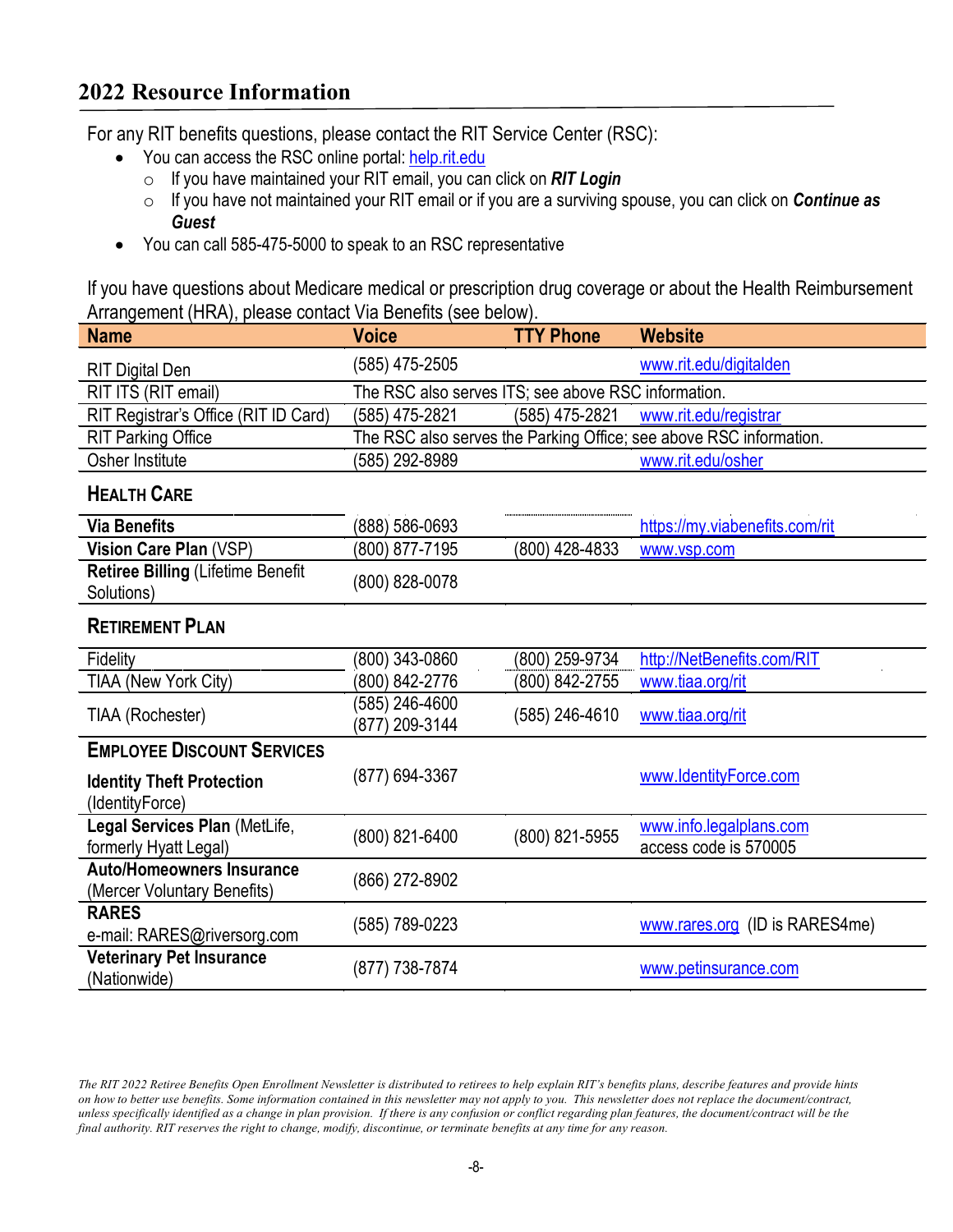## 2022 Resource Information

For any RIT benefits questions, please contact the RIT Service Center (RSC):

- You can access the RSC online portal: help.rit.edu
  - If you have maintained your RIT email, you can click on ***RIT Login***
  - If you have not maintained your RIT email or if you are a surviving spouse, you can click on ***Continue as Guest***
- You can call 585-475-5000 to speak to an RSC representative

If you have questions about Medicare medical or prescription drug coverage or about the Health Reimbursement Arrangement (HRA), please contact Via Benefits (see below).

| Name | Voice | TTY Phone | Website |
|---|---|---|---|
| RIT Digital Den | (585) 475-2505 | | www.rit.edu/digitalden |
| RIT ITS (RIT email) | The RSC also serves ITS; see above RSC information. | | |
| RIT Registrar's Office (RIT ID Card) | (585) 475-2821 | (585) 475-2821 | www.rit.edu/registrar |
| RIT Parking Office | The RSC also serves the Parking Office; see above RSC information. | | |
| Osher Institute | (585) 292-8989 | | www.rit.edu/osher |
| **HEALTH CARE** | | | |
| **Via Benefits** | (888) 586-0693 | | https://my.viabenefits.com/rit |
| **Vision Care Plan** (VSP) | (800) 877-7195 | (800) 428-4833 | www.vsp.com |
| **Retiree Billing** (Lifetime Benefit Solutions) | (800) 828-0078 | | |
| **RETIREMENT PLAN** | | | |
| Fidelity | (800) 343-0860 | (800) 259-9734 | http://NetBenefits.com/RIT |
| TIAA (New York City) | (800) 842-2776 | (800) 842-2755 | www.tiaa.org/rit |
| TIAA (Rochester) | (585) 246-4600<br>(877) 209-3144 | (585) 246-4610 | www.tiaa.org/rit |
| **EMPLOYEE DISCOUNT SERVICES** | | | |
| **Identity Theft Protection** (IdentityForce) | (877) 694-3367 | | www.IdentityForce.com |
| **Legal Services Plan** (MetLife, formerly Hyatt Legal) | (800) 821-6400 | (800) 821-5955 | www.info.legalplans.com<br>access code is 570005 |
| **Auto/Homeowners Insurance** (Mercer Voluntary Benefits) | (866) 272-8902 | | |
| **RARES**<br>e-mail: RARES@riversorg.com | (585) 789-0223 | | www.rares.org (ID is RARES4me) |
| **Veterinary Pet Insurance** (Nationwide) | (877) 738-7874 | | www.petinsurance.com |

*The RIT 2022 Retiree Benefits Open Enrollment Newsletter is distributed to retirees to help explain RIT's benefits plans, describe features and provide hints on how to better use benefits. Some information contained in this newsletter may not apply to you. This newsletter does not replace the document/contract, unless specifically identified as a change in plan provision. If there is any confusion or conflict regarding plan features, the document/contract will be the final authority. RIT reserves the right to change, modify, discontinue, or terminate benefits at any time for any reason.*